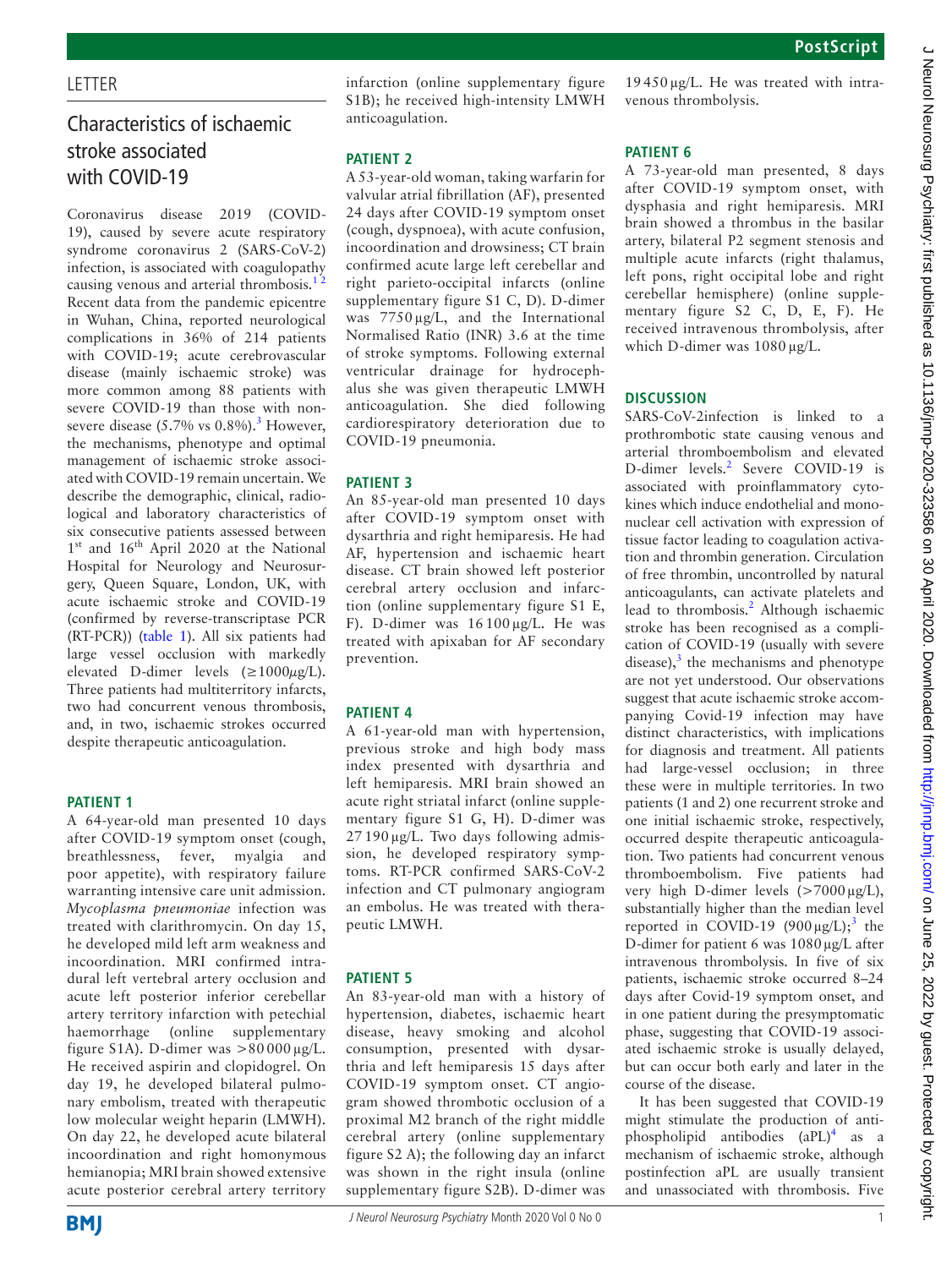LETTER

# Characteristics of ischaemic stroke associated with COVID-19

Coronavirus disease 2019 (COVID-19), caused by severe acute respiratory syndrome coronavirus 2 (SARS-CoV-2) infection, is associated with coagulopathy causing venous and arterial thrombosis.[1,2] Recent data from the pandemic epicentre in Wuhan, China, reported neurological complications in 36% of 214 patients with COVID-19; acute cerebrovascular disease (mainly ischaemic stroke) was more common among 88 patients with severe COVID-19 than those with non-severe disease (5.7% vs 0.8%).[3] However, the mechanisms, phenotype and optimal management of ischaemic stroke associated with COVID-19 remain uncertain. We describe the demographic, clinical, radiological and laboratory characteristics of six consecutive patients assessed between 1st and 16th April 2020 at the National Hospital for Neurology and Neurosurgery, Queen Square, London, UK, with acute ischaemic stroke and COVID-19 (confirmed by reverse-transcriptase PCR (RT-PCR)) (table 1). All six patients had large vessel occlusion with markedly elevated D-dimer levels (≥1000μg/L). Three patients had multiterritory infarcts, two had concurrent venous thrombosis, and, in two, ischaemic strokes occurred despite therapeutic anticoagulation.

## PATIENT 1

A 64-year-old man presented 10 days after COVID-19 symptom onset (cough, breathlessness, fever, myalgia and poor appetite), with respiratory failure warranting intensive care unit admission. *Mycoplasma pneumoniae* infection was treated with clarithromycin. On day 15, he developed mild left arm weakness and incoordination. MRI confirmed intradural left vertebral artery occlusion and acute left posterior inferior cerebellar artery territory infarction with petechial haemorrhage (online supplementary figure S1A). D-dimer was >80 000 μg/L. He received aspirin and clopidogrel. On day 19, he developed bilateral pulmonary embolism, treated with therapeutic low molecular weight heparin (LMWH). On day 22, he developed acute bilateral incoordination and right homonymous hemianopia; MRI brain showed extensive acute posterior cerebral artery territory infarction (online supplementary figure S1B); he received high-intensity LMWH anticoagulation.

## PATIENT 2

A 53-year-old woman, taking warfarin for valvular atrial fibrillation (AF), presented 24 days after COVID-19 symptom onset (cough, dyspnoea), with acute confusion, incoordination and drowsiness; CT brain confirmed acute large left cerebellar and right parieto-occipital infarcts (online supplementary figure S1 C, D). D-dimer was 7750 μg/L, and the International Normalised Ratio (INR) 3.6 at the time of stroke symptoms. Following external ventricular drainage for hydrocephalus she was given therapeutic LMWH anticoagulation. She died following cardiorespiratory deterioration due to COVID-19 pneumonia.

## PATIENT 3

An 85-year-old man presented 10 days after COVID-19 symptom onset with dysarthria and right hemiparesis. He had AF, hypertension and ischaemic heart disease. CT brain showed left posterior cerebral artery occlusion and infarction (online supplementary figure S1 E, F). D-dimer was 16 100 μg/L. He was treated with apixaban for AF secondary prevention.

## PATIENT 4

A 61-year-old man with hypertension, previous stroke and high body mass index presented with dysarthria and left hemiparesis. MRI brain showed an acute right striatal infarct (online supplementary figure S1 G, H). D-dimer was 27 190 μg/L. Two days following admission, he developed respiratory symptoms. RT-PCR confirmed SARS-CoV-2 infection and CT pulmonary angiogram an embolus. He was treated with therapeutic LMWH.

## PATIENT 5

An 83-year-old man with a history of hypertension, diabetes, ischaemic heart disease, heavy smoking and alcohol consumption, presented with dysarthria and left hemiparesis 15 days after COVID-19 symptom onset. CT angiogram showed thrombotic occlusion of a proximal M2 branch of the right middle cerebral artery (online supplementary figure S2 A); the following day an infarct was shown in the right insula (online supplementary figure S2B). D-dimer was 19 450 μg/L. He was treated with intravenous thrombolysis.

## PATIENT 6

A 73-year-old man presented, 8 days after COVID-19 symptom onset, with dysphasia and right hemiparesis. MRI brain showed a thrombus in the basilar artery, bilateral P2 segment stenosis and multiple acute infarcts (right thalamus, left pons, right occipital lobe and right cerebellar hemisphere) (online supplementary figure S2 C, D, E, F). He received intravenous thrombolysis, after which D-dimer was 1080 μg/L.

## DISCUSSION

SARS-CoV-2infection is linked to a prothrombotic state causing venous and arterial thromboembolism and elevated D-dimer levels.[2] Severe COVID-19 is associated with proinflammatory cytokines which induce endothelial and mononuclear cell activation with expression of tissue factor leading to coagulation activation and thrombin generation. Circulation of free thrombin, uncontrolled by natural anticoagulants, can activate platelets and lead to thrombosis.[2] Although ischaemic stroke has been recognised as a complication of COVID-19 (usually with severe disease),[3] the mechanisms and phenotype are not yet understood. Our observations suggest that acute ischaemic stroke accompanying Covid-19 infection may have distinct characteristics, with implications for diagnosis and treatment. All patients had large-vessel occlusion; in three these were in multiple territories. In two patients (1 and 2) one recurrent stroke and one initial ischaemic stroke, respectively, occurred despite therapeutic anticoagulation. Two patients had concurrent venous thromboembolism. Five patients had very high D-dimer levels (>7000 μg/L), substantially higher than the median level reported in COVID-19 (900 μg/L);[3] the D-dimer for patient 6 was 1080 μg/L after intravenous thrombolysis. In five of six patients, ischaemic stroke occurred 8–24 days after Covid-19 symptom onset, and in one patient during the presymptomatic phase, suggesting that COVID-19 associated ischaemic stroke is usually delayed, but can occur both early and later in the course of the disease.

It has been suggested that COVID-19 might stimulate the production of antiphospholipid antibodies (aPL)[4] as a mechanism of ischaemic stroke, although postinfection aPL are usually transient and unassociated with thrombosis. Five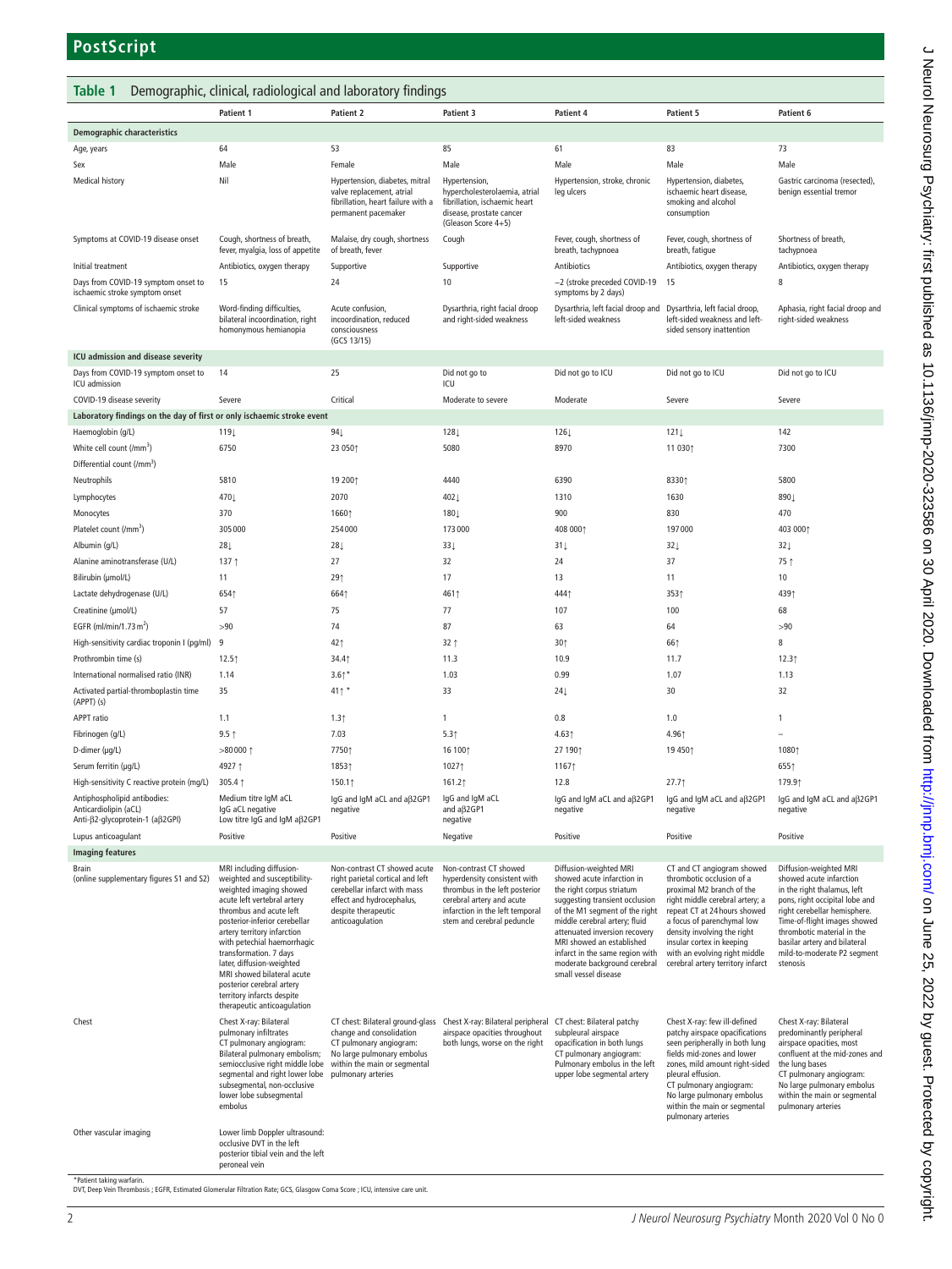**Table 1** Demographic, clinical, radiological and laboratory findings

| | Patient 1 | Patient 2 | Patient 3 | Patient 4 | Patient 5 | Patient 6 |
|---|---|---|---|---|---|---|
| **Demographic characteristics** | | | | | | |
| Age, years | 64 | 53 | 85 | 61 | 83 | 73 |
| Sex | Male | Female | Male | Male | Male | Male |
| Medical history | Nil | Hypertension, diabetes, mitral valve replacement, atrial fibrillation, heart failure with a permanent pacemaker | Hypertension, hypercholesterolaemia, atrial fibrillation, ischaemic heart disease, prostate cancer (Gleason Score 4+5) | Hypertension, stroke, chronic leg ulcers | Hypertension, diabetes, ischaemic heart disease, smoking and alcohol consumption | Gastric carcinoma (resected), benign essential tremor |
| Symptoms at COVID-19 disease onset | Cough, shortness of breath, fever, myalgia, loss of appetite | Malaise, dry cough, shortness of breath, fever | Cough | Fever, cough, shortness of breath, tachypnoea | Fever, cough, shortness of breath, fatigue | Shortness of breath, tachypnoea |
| Initial treatment | Antibiotics, oxygen therapy | Supportive | Supportive | Antibiotics | Antibiotics, oxygen therapy | Antibiotics, oxygen therapy |
| Days from COVID-19 symptom onset to ischaemic stroke symptom onset | 15 | 24 | 10 | −2 (stroke preceded COVID-19 symptoms by 2 days) | 15 | 8 |
| Clinical symptoms of ischaemic stroke | Word-finding difficulties, bilateral incoordination, right homonymous hemianopia | Acute confusion, incoordination, reduced consciousness (GCS 13/15) | Dysarthria, right facial droop and right-sided weakness | Dysarthria, left facial droop and left-sided weakness | Dysarthria, left facial droop, left-sided weakness and left-sided sensory inattention | Aphasia, right facial droop and right-sided weakness |
| **ICU admission and disease severity** | | | | | | |
| Days from COVID-19 symptom onset to ICU admission | 14 | 25 | Did not go to ICU | Did not go to ICU | Did not go to ICU | Did not go to ICU |
| COVID-19 disease severity | Severe | Critical | Moderate to severe | Moderate | Severe | Severe |
| **Laboratory findings on the day of first or only ischaemic stroke event** | | | | | | |
| Haemoglobin (g/L) | 119↓ | 94↓ | 128↓ | 126↓ | 121↓ | 142 |
| White cell count (/mm$^3$) | 6750 | 23 050↑ | 5080 | 8970 | 11 030↑ | 7300 |
| Differential count (/mm$^3$) | | | | | | |
| Neutrophils | 5810 | 19 200↑ | 4440 | 6390 | 8330↑ | 5800 |
| Lymphocytes | 470↓ | 2070 | 402↓ | 1310 | 1630 | 890↓ |
| Monocytes | 370 | 1660↑ | 180↓ | 900 | 830 | 470 |
| Platelet count (/mm$^3$) | 305 000 | 254 000 | 173 000 | 408 000↑ | 197 000 | 403 000↑ |
| Albumin (g/L) | 28↓ | 28↓ | 33↓ | 31↓ | 32↓ | 32↓ |
| Alanine aminotransferase (U/L) | 137 ↑ | 27 | 32 | 24 | 37 | 75 ↑ |
| Bilirubin (μmol/L) | 11 | 29↑ | 17 | 13 | 11 | 10 |
| Lactate dehydrogenase (U/L) | 654↑ | 664↑ | 461↑ | 444↑ | 353↑ | 439↑ |
| Creatinine (μmol/L) | 57 | 75 | 77 | 107 | 100 | 68 |
| EGFR (ml/min/1.73 m$^2$) | >90 | 74 | 87 | 63 | 64 | >90 |
| High-sensitivity cardiac troponin I (pg/ml) | 9 | 42↑ | 32 ↑ | 30↑ | 66↑ | 8 |
| Prothrombin time (s) | 12.5↑ | 34.4↑ | 11.3 | 10.9 | 11.7 | 12.3↑ |
| International normalised ratio (INR) | 1.14 | 3.6↑* | 1.03 | 0.99 | 1.07 | 1.13 |
| Activated partial-thromboplastin time (APPT) (s) | 35 | 41↑ * | 33 | 24↓ | 30 | 32 |
| APPT ratio | 1.1 | 1.3↑ | 1 | 0.8 | 1.0 | 1 |
| Fibrinogen (g/L) | 9.5 ↑ | 7.03 | 5.3↑ | 4.63↑ | 4.96↑ | – |
| D-dimer (μg/L) | >80 000 ↑ | 7750↑ | 16 100↑ | 27 190↑ | 19 450↑ | 1080↑ |
| Serum ferritin (μg/L) | 4927 ↑ | 1853↑ | 1027↑ | 1167↑ | | 655↑ |
| High-sensitivity C reactive protein (mg/L) | 305.4 ↑ | 150.1↑ | 161.2↑ | 12.8 | 27.7↑ | 179.9↑ |
| Antiphospholipid antibodies: Anticardiolipin (aCL) Anti-β2-glycoprotein-1 (aβ2GPI) | Medium titre IgM aCL IgG aCL negative Low titre IgG and IgM aβ2GP1 | IgG and IgM aCL and aβ2GP1 negative | IgG and IgM aCL and aβ2GP1 negative | IgG and IgM aCL and aβ2GP1 negative | IgG and IgM aCL and aβ2GP1 negative | IgG and IgM aCL and aβ2GP1 negative |
| Lupus anticoagulant | Positive | Positive | Negative | Positive | Positive | Positive |
| **Imaging features** | | | | | | |
| Brain (online supplementary figures S1 and S2) | MRI including diffusion-weighted and susceptibility-weighted imaging showed acute left vertebral artery thrombus and acute left posterior-inferior cerebellar artery territory infarction with petechial haemorrhagic transformation. 7 days later, diffusion-weighted MRI showed bilateral acute posterior cerebral artery territory infarcts despite therapeutic anticoagulation | Non-contrast CT showed acute right parietal cortical and left cerebellar infarct with mass effect and hydrocephalus, despite therapeutic anticoagulation | Non-contrast CT showed hyperdensity consistent with thrombus in the left posterior cerebral artery and acute infarction in the left temporal stem and cerebral peduncle | Diffusion-weighted MRI showed acute infarction in the right corpus striatum suggesting transient occlusion of the M1 segment of the right middle cerebral artery; fluid attenuated inversion recovery MRI showed an established infarct in the same region with moderate background cerebral small vessel disease | CT and CT angiogram showed thrombotic occlusion of a proximal M2 branch of the right middle cerebral artery; a repeat CT at 24 hours showed a focus of parenchymal low density involving the right insular cortex in keeping with an evolving right middle cerebral artery territory infarct | Diffusion-weighted MRI showed acute infarction in the right thalamus, left pons, right occipital lobe and right cerebellar hemisphere. Time-of-flight images showed thrombotic material in the basilar artery and bilateral mild-to-moderate P2 segment stenosis |
| Chest | Chest X-ray: Bilateral pulmonary infiltrates CT pulmonary angiogram: Bilateral pulmonary embolism; semiocclusive right middle lobe segmental and right lower lobe subsegmental, non-occlusive lower lobe subsegmental embolus | CT chest: Bilateral ground-glass change and consolidation CT pulmonary angiogram: No large pulmonary embolus within the main or segmental pulmonary arteries | Chest X-ray: Bilateral peripheral airspace opacities throughout both lungs, worse on the right | CT chest: Bilateral patchy subpleural airspace opacification in both lungs CT pulmonary angiogram: Pulmonary embolus in the left upper lobe segmental artery | Chest X-ray: few ill-defined patchy airspace opacifications seen peripherally in both lung fields mid-zones and lower zones, mild amount right-sided pleural effusion. CT pulmonary angiogram: No large pulmonary embolus within the main or segmental pulmonary arteries | Chest X-ray: Bilateral predominantly peripheral airspace opacities, most confluent at the mid-zones and the lung bases CT pulmonary angiogram: No large pulmonary embolus within the main or segmental pulmonary arteries |
| Other vascular imaging | Lower limb Doppler ultrasound: occlusive DVT in the left posterior tibial vein and the left peroneal vein | | | | | |

*Patient taking warfarin.

DVT, Deep Vein Thrombosis ; EGFR, Estimated Glomerular Filtration Rate; GCS, Glasgow Coma Score ; ICU, intensive care unit.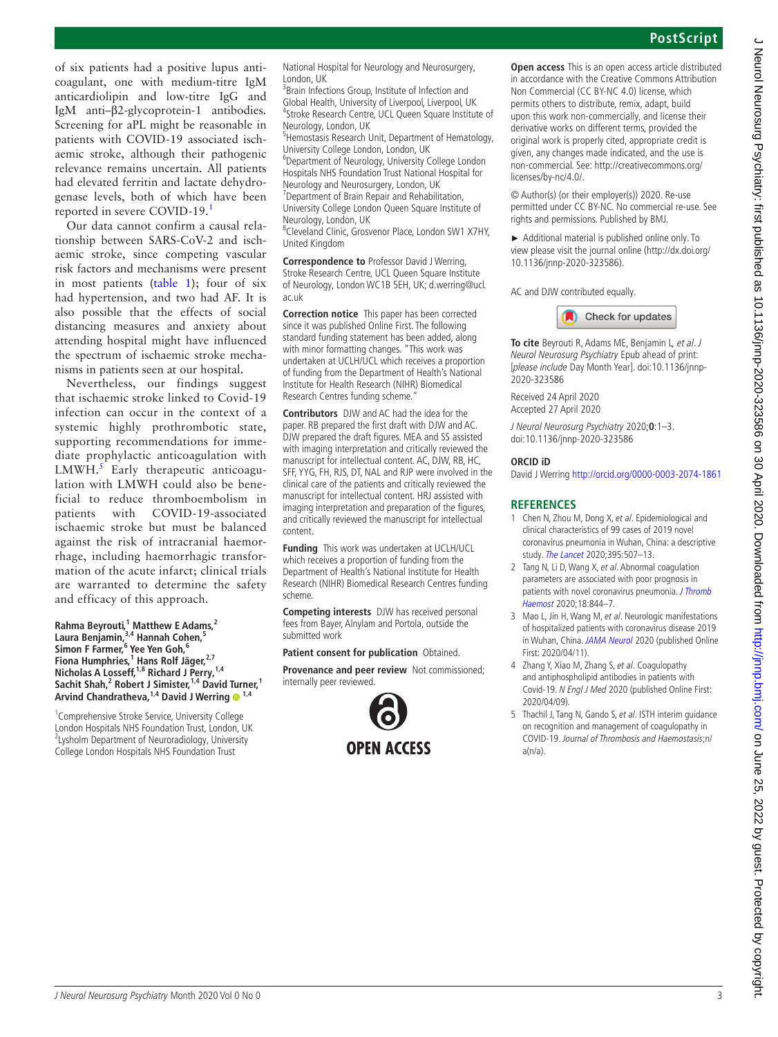of six patients had a positive lupus anticoagulant, one with medium-titre IgM anticardiolipin and low-titre IgG and IgM anti–β2-glycoprotein-1 antibodies. Screening for aPL might be reasonable in patients with COVID-19 associated ischaemic stroke, although their pathogenic relevance remains uncertain. All patients had elevated ferritin and lactate dehydrogenase levels, both of which have been reported in severe COVID-19.[1]

Our data cannot confirm a causal relationship between SARS-CoV-2 and ischaemic stroke, since competing vascular risk factors and mechanisms were present in most patients (table 1); four of six had hypertension, and two had AF. It is also possible that the effects of social distancing measures and anxiety about attending hospital might have influenced the spectrum of ischaemic stroke mechanisms in patients seen at our hospital.

Nevertheless, our findings suggest that ischaemic stroke linked to Covid-19 infection can occur in the context of a systemic highly prothrombotic state, supporting recommendations for immediate prophylactic anticoagulation with LMWH.[5] Early therapeutic anticoagulation with LMWH could also be beneficial to reduce thromboembolism in patients with COVID-19-associated ischaemic stroke but must be balanced against the risk of intracranial haemorrhage, including haemorrhagic transformation of the acute infarct; clinical trials are warranted to determine the safety and efficacy of this approach.

**Rahma Beyrouti,[1] Matthew E Adams,[2] Laura Benjamin,[3,4] Hannah Cohen,[5] Simon F Farmer,[6] Yee Yen Goh,[6] Fiona Humphries,[1] Hans Rolf Jäger,[2,7] Nicholas A Losseff,[1,8] Richard J Perry,[1,4] Sachit Shah,[2] Robert J Simister,[1,4] David Turner,[1] Arvind Chandratheva,[1,4] David J Werring [1,4]**

[1]Comprehensive Stroke Service, University College London Hospitals NHS Foundation Trust, London, UK
[2]Lysholm Department of Neuroradiology, University College London Hospitals NHS Foundation Trust National Hospital for Neurology and Neurosurgery, London, UK
[3]Brain Infections Group, Institute of Infection and Global Health, University of Liverpool, Liverpool, UK
[4]Stroke Research Centre, UCL Queen Square Institute of Neurology, London, UK
[5]Hemostasis Research Unit, Department of Hematology, University College London, London, UK
[6]Department of Neurology, University College London Hospitals NHS Foundation Trust National Hospital for Neurology and Neurosurgery, London, UK
[7]Department of Brain Repair and Rehabilitation, University College London Queen Square Institute of Neurology, London, UK
[8]Cleveland Clinic, Grosvenor Place, London SW1 X7HY, United Kingdom

**Correspondence to** Professor David J Werring, Stroke Research Centre, UCL Queen Square Institute of Neurology, London WC1B 5EH, UK; d.werring@ucl.ac.uk

**Correction notice** This paper has been corrected since it was published Online First. The following standard funding statement has been added, along with minor formatting changes. "This work was undertaken at UCLH/UCL which receives a proportion of funding from the Department of Health's National Institute for Health Research (NIHR) Biomedical Research Centres funding scheme."

**Contributors** DJW and AC had the idea for the paper. RB prepared the first draft with DJW and AC. DJW prepared the draft figures. MEA and SS assisted with imaging interpretation and critically reviewed the manuscript for intellectual content. AC, DJW, RB, HC, SFF, YYG, FH, RJS, DT, NAL and RJP were involved in the clinical care of the patients and critically reviewed the manuscript for intellectual content. HRJ assisted with imaging interpretation and preparation of the figures, and critically reviewed the manuscript for intellectual content.

**Funding** This work was undertaken at UCLH/UCL which receives a proportion of funding from the Department of Health's National Institute for Health Research (NIHR) Biomedical Research Centres funding scheme.

**Competing interests** DJW has received personal fees from Bayer, Alnylam and Portola, outside the submitted work

**Patient consent for publication** Obtained.

**Provenance and peer review** Not commissioned; internally peer reviewed.

OPEN ACCESS

**Open access** This is an open access article distributed in accordance with the Creative Commons Attribution Non Commercial (CC BY-NC 4.0) license, which permits others to distribute, remix, adapt, build upon this work non-commercially, and license their derivative works on different terms, provided the original work is properly cited, appropriate credit is given, any changes made indicated, and the use is non-commercial. See: http://creativecommons.org/licenses/by-nc/4.0/.

© Author(s) (or their employer(s)) 2020. Re-use permitted under CC BY-NC. No commercial re-use. See rights and permissions. Published by BMJ.

► Additional material is published online only. To view please visit the journal online (http://dx.doi.org/10.1136/jnnp-2020-323586).

AC and DJW contributed equally.

**To cite** Beyrouti R, Adams ME, Benjamin L, *et al*. *J Neurol Neurosurg Psychiatry* Epub ahead of print: [*please include* Day Month Year]. doi:10.1136/jnnp-2020-323586

Received 24 April 2020
Accepted 27 April 2020

*J Neurol Neurosurg Psychiatry* 2020;**0**:1–3. doi:10.1136/jnnp-2020-323586

**ORCID iD**

David J Werring http://orcid.org/0000-0003-2074-1861

## REFERENCES

1. Chen N, Zhou M, Dong X, *et al*. Epidemiological and clinical characteristics of 99 cases of 2019 novel coronavirus pneumonia in Wuhan, China: a descriptive study. *The Lancet* 2020;395:507–13.
2. Tang N, Li D, Wang X, *et al*. Abnormal coagulation parameters are associated with poor prognosis in patients with novel coronavirus pneumonia. *J Thromb Haemost* 2020;18:844–7.
3. Mao L, Jin H, Wang M, *et al*. Neurologic manifestations of hospitalized patients with coronavirus disease 2019 in Wuhan, China. *JAMA Neurol* 2020 (published Online First: 2020/04/11).
4. Zhang Y, Xiao M, Zhang S, *et al*. Coagulopathy and antiphospholipid antibodies in patients with Covid-19. *N Engl J Med* 2020 (published Online First: 2020/04/09).
5. Thachil J, Tang N, Gando S, *et al*. ISTH interim guidance on recognition and management of coagulopathy in COVID-19. *Journal of Thrombosis and Haemostasis*;n/a(n/a).